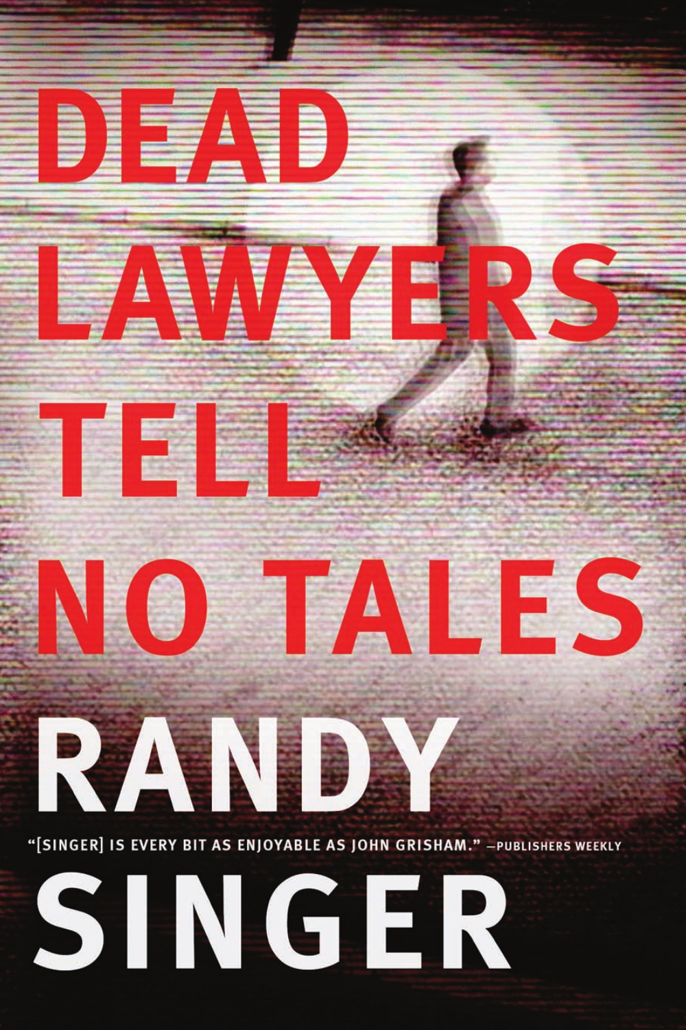# DEAD LAWYERS TELL NO TALES

# RANDY SINGER

"[SINGER] IS EVERY BIT AS ENJOYABLE AS JOHN GRISHAM." —PUBLISHERS WEEKLY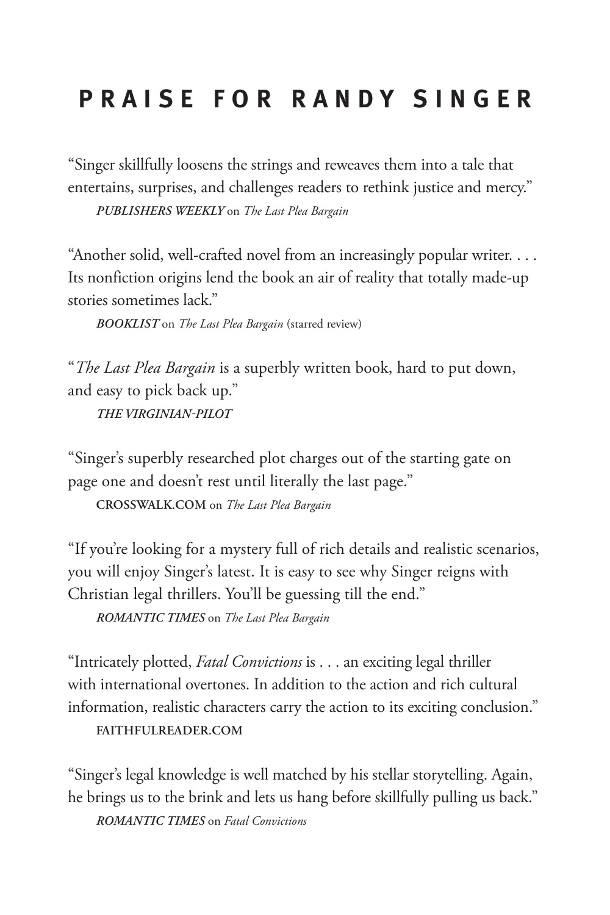# PRAISE FOR RANDY SINGER

"Singer skillfully loosens the strings and reweaves them into a tale that entertains, surprises, and challenges readers to rethink justice and mercy."

***PUBLISHERS WEEKLY*** on *The Last Plea Bargain*

"Another solid, well-crafted novel from an increasingly popular writer. . . . Its nonfiction origins lend the book an air of reality that totally made-up stories sometimes lack."

***BOOKLIST*** on *The Last Plea Bargain* (starred review)

"*The Last Plea Bargain* is a superbly written book, hard to put down, and easy to pick back up."

***THE VIRGINIAN-PILOT***

"Singer's superbly researched plot charges out of the starting gate on page one and doesn't rest until literally the last page."

**CROSSWALK.COM** on *The Last Plea Bargain*

"If you're looking for a mystery full of rich details and realistic scenarios, you will enjoy Singer's latest. It is easy to see why Singer reigns with Christian legal thrillers. You'll be guessing till the end."

***ROMANTIC TIMES*** on *The Last Plea Bargain*

"Intricately plotted, *Fatal Convictions* is . . . an exciting legal thriller with international overtones. In addition to the action and rich cultural information, realistic characters carry the action to its exciting conclusion."

**FAITHFULREADER.COM**

"Singer's legal knowledge is well matched by his stellar storytelling. Again, he brings us to the brink and lets us hang before skillfully pulling us back."

***ROMANTIC TIMES*** on *Fatal Convictions*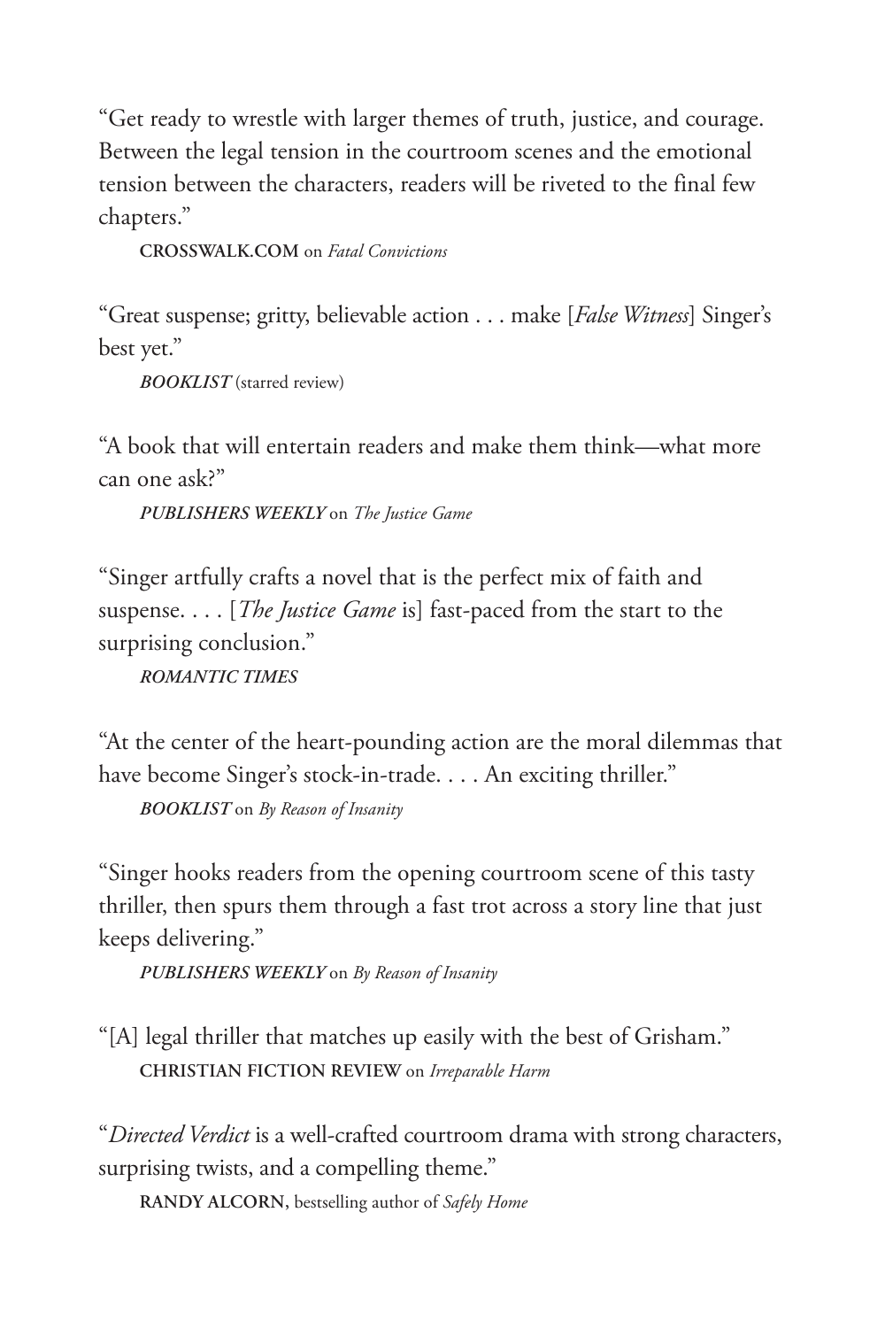"Get ready to wrestle with larger themes of truth, justice, and courage. Between the legal tension in the courtroom scenes and the emotional tension between the characters, readers will be riveted to the final few chapters."

**CROSSWALK.COM** on *Fatal Convictions*

"Great suspense; gritty, believable action . . . make [*False Witness*] Singer's best yet."

***BOOKLIST*** (starred review)

"A book that will entertain readers and make them think—what more can one ask?"

***PUBLISHERS WEEKLY*** on *The Justice Game*

"Singer artfully crafts a novel that is the perfect mix of faith and suspense. . . . [*The Justice Game* is] fast-paced from the start to the surprising conclusion."

***ROMANTIC TIMES***

"At the center of the heart-pounding action are the moral dilemmas that have become Singer's stock-in-trade. . . . An exciting thriller."

***BOOKLIST*** on *By Reason of Insanity*

"Singer hooks readers from the opening courtroom scene of this tasty thriller, then spurs them through a fast trot across a story line that just keeps delivering."

***PUBLISHERS WEEKLY*** on *By Reason of Insanity*

"[A] legal thriller that matches up easily with the best of Grisham."

**CHRISTIAN FICTION REVIEW** on *Irreparable Harm*

"*Directed Verdict* is a well-crafted courtroom drama with strong characters, surprising twists, and a compelling theme."

**RANDY ALCORN**, bestselling author of *Safely Home*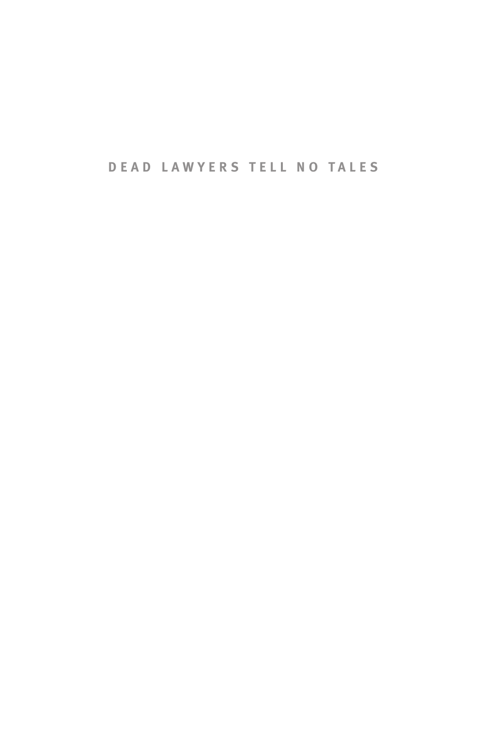DEAD LAWYERS TELL NO TALES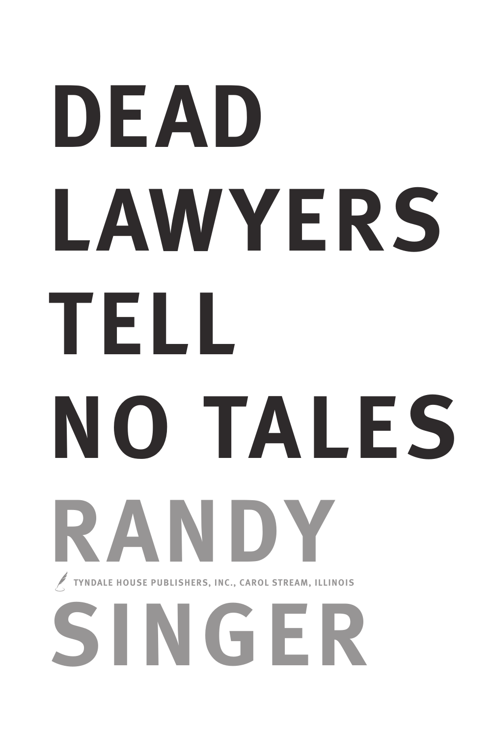# DEAD LAWYERS TELL NO TALES

## RANDY SINGER

TYNDALE HOUSE PUBLISHERS, INC., CAROL STREAM, ILLINOIS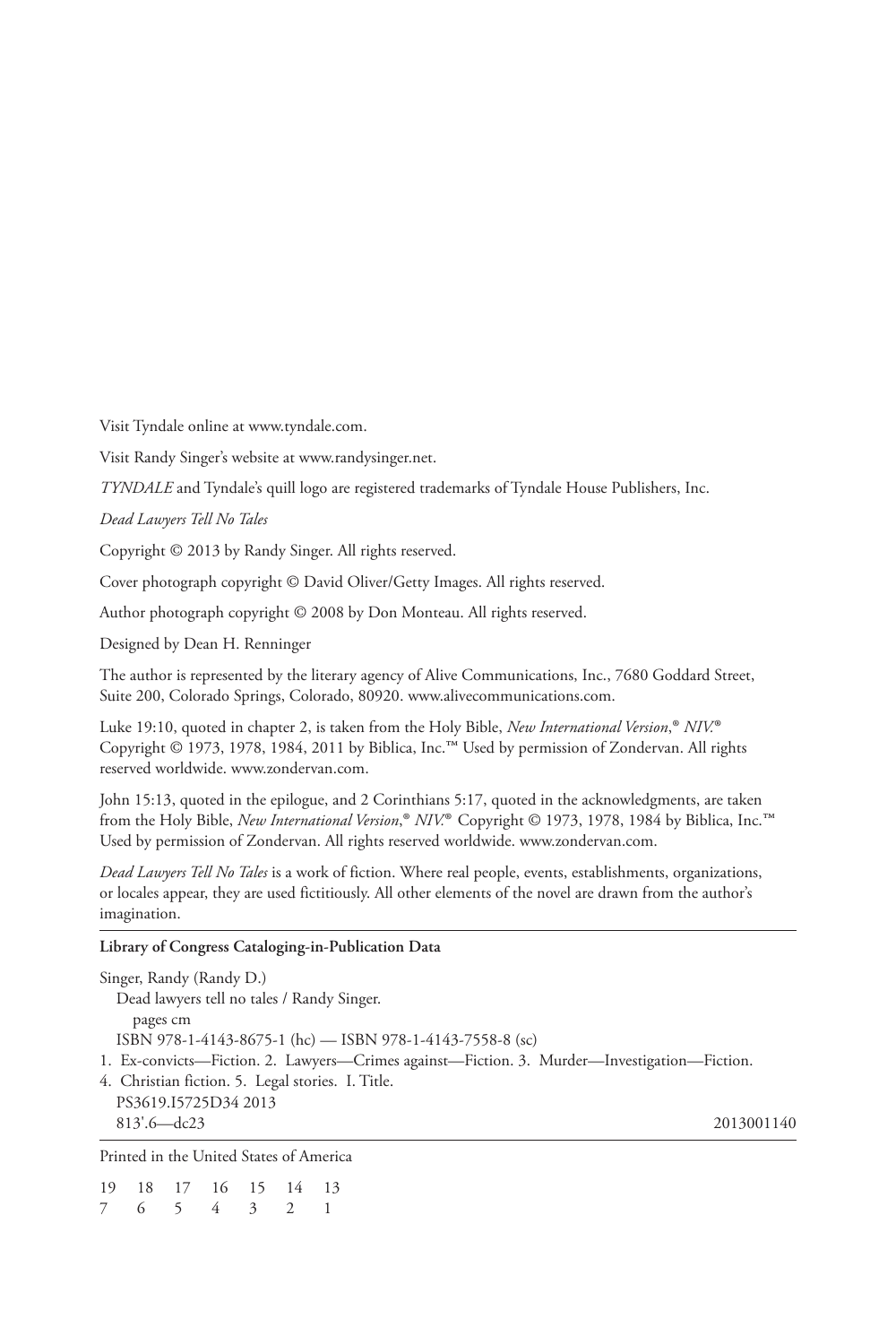Visit Tyndale online at www.tyndale.com.

Visit Randy Singer's website at www.randysinger.net.

*TYNDALE* and Tyndale's quill logo are registered trademarks of Tyndale House Publishers, Inc.

*Dead Lawyers Tell No Tales*

Copyright © 2013 by Randy Singer. All rights reserved.

Cover photograph copyright © David Oliver/Getty Images. All rights reserved.

Author photograph copyright © 2008 by Don Monteau. All rights reserved.

Designed by Dean H. Renninger

The author is represented by the literary agency of Alive Communications, Inc., 7680 Goddard Street, Suite 200, Colorado Springs, Colorado, 80920. www.alivecommunications.com.

Luke 19:10, quoted in chapter 2, is taken from the Holy Bible, *New International Version*,® *NIV*.® Copyright © 1973, 1978, 1984, 2011 by Biblica, Inc.™ Used by permission of Zondervan. All rights reserved worldwide. www.zondervan.com.

John 15:13, quoted in the epilogue, and 2 Corinthians 5:17, quoted in the acknowledgments, are taken from the Holy Bible, *New International Version*,® *NIV*.® Copyright © 1973, 1978, 1984 by Biblica, Inc.™ Used by permission of Zondervan. All rights reserved worldwide. www.zondervan.com.

*Dead Lawyers Tell No Tales* is a work of fiction. Where real people, events, establishments, organizations, or locales appear, they are used fictitiously. All other elements of the novel are drawn from the author's imagination.

---

**Library of Congress Cataloging-in-Publication Data**

Singer, Randy (Randy D.)
  Dead lawyers tell no tales / Randy Singer.
    pages cm
  ISBN 978-1-4143-8675-1 (hc) — ISBN 978-1-4143-7558-8 (sc)
1. Ex-convicts—Fiction. 2. Lawyers—Crimes against—Fiction. 3. Murder—Investigation—Fiction.
4. Christian fiction. 5. Legal stories. I. Title.
  PS3619.I5725D34 2013
  813'.6—dc23                                                                                    2013001140

---

Printed in the United States of America

19 18 17 16 15 14 13
7 6 5 4 3 2 1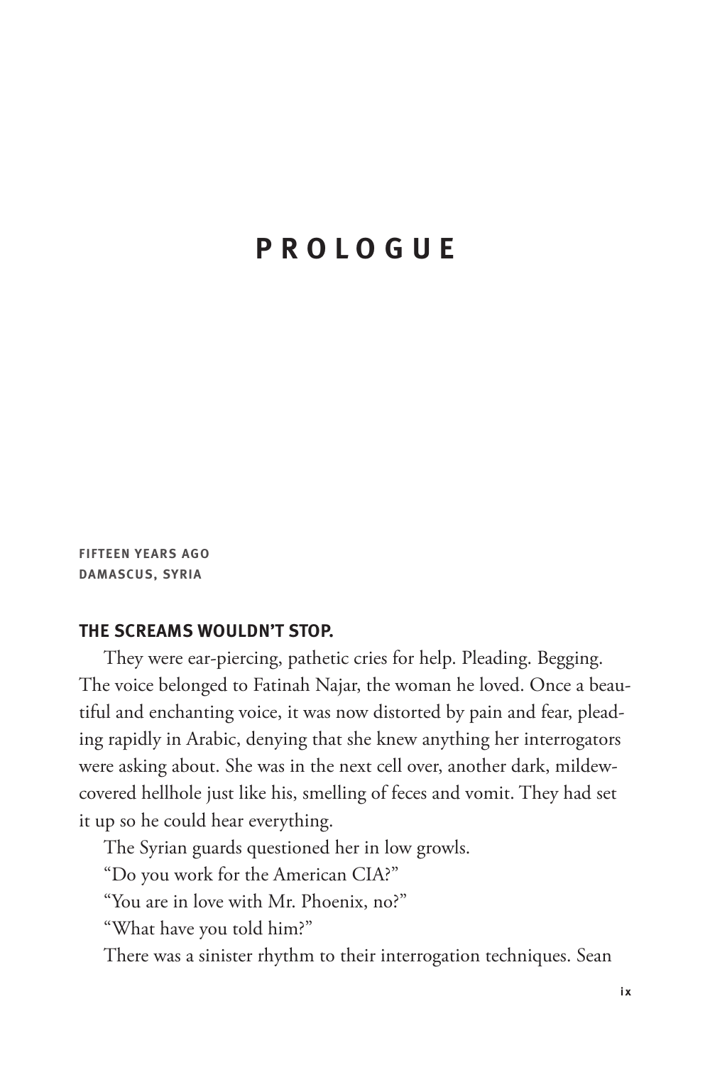# PROLOGUE

**FIFTEEN YEARS AGO**
**DAMASCUS, SYRIA**

**THE SCREAMS WOULDN'T STOP.**

They were ear-piercing, pathetic cries for help. Pleading. Begging. The voice belonged to Fatinah Najar, the woman he loved. Once a beautiful and enchanting voice, it was now distorted by pain and fear, pleading rapidly in Arabic, denying that she knew anything her interrogators were asking about. She was in the next cell over, another dark, mildew-covered hellhole just like his, smelling of feces and vomit. They had set it up so he could hear everything.

The Syrian guards questioned her in low growls.

"Do you work for the American CIA?"

"You are in love with Mr. Phoenix, no?"

"What have you told him?"

There was a sinister rhythm to their interrogation techniques. Sean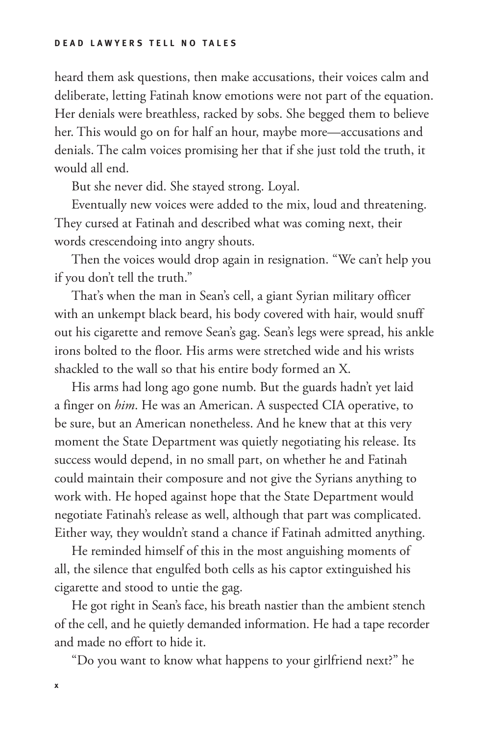heard them ask questions, then make accusations, their voices calm and deliberate, letting Fatinah know emotions were not part of the equation. Her denials were breathless, racked by sobs. She begged them to believe her. This would go on for half an hour, maybe more—accusations and denials. The calm voices promising her that if she just told the truth, it would all end.

But she never did. She stayed strong. Loyal.

Eventually new voices were added to the mix, loud and threatening. They cursed at Fatinah and described what was coming next, their words crescendoing into angry shouts.

Then the voices would drop again in resignation. "We can't help you if you don't tell the truth."

That's when the man in Sean's cell, a giant Syrian military officer with an unkempt black beard, his body covered with hair, would snuff out his cigarette and remove Sean's gag. Sean's legs were spread, his ankle irons bolted to the floor. His arms were stretched wide and his wrists shackled to the wall so that his entire body formed an X.

His arms had long ago gone numb. But the guards hadn't yet laid a finger on *him*. He was an American. A suspected CIA operative, to be sure, but an American nonetheless. And he knew that at this very moment the State Department was quietly negotiating his release. Its success would depend, in no small part, on whether he and Fatinah could maintain their composure and not give the Syrians anything to work with. He hoped against hope that the State Department would negotiate Fatinah's release as well, although that part was complicated. Either way, they wouldn't stand a chance if Fatinah admitted anything.

He reminded himself of this in the most anguishing moments of all, the silence that engulfed both cells as his captor extinguished his cigarette and stood to untie the gag.

He got right in Sean's face, his breath nastier than the ambient stench of the cell, and he quietly demanded information. He had a tape recorder and made no effort to hide it.

"Do you want to know what happens to your girlfriend next?" he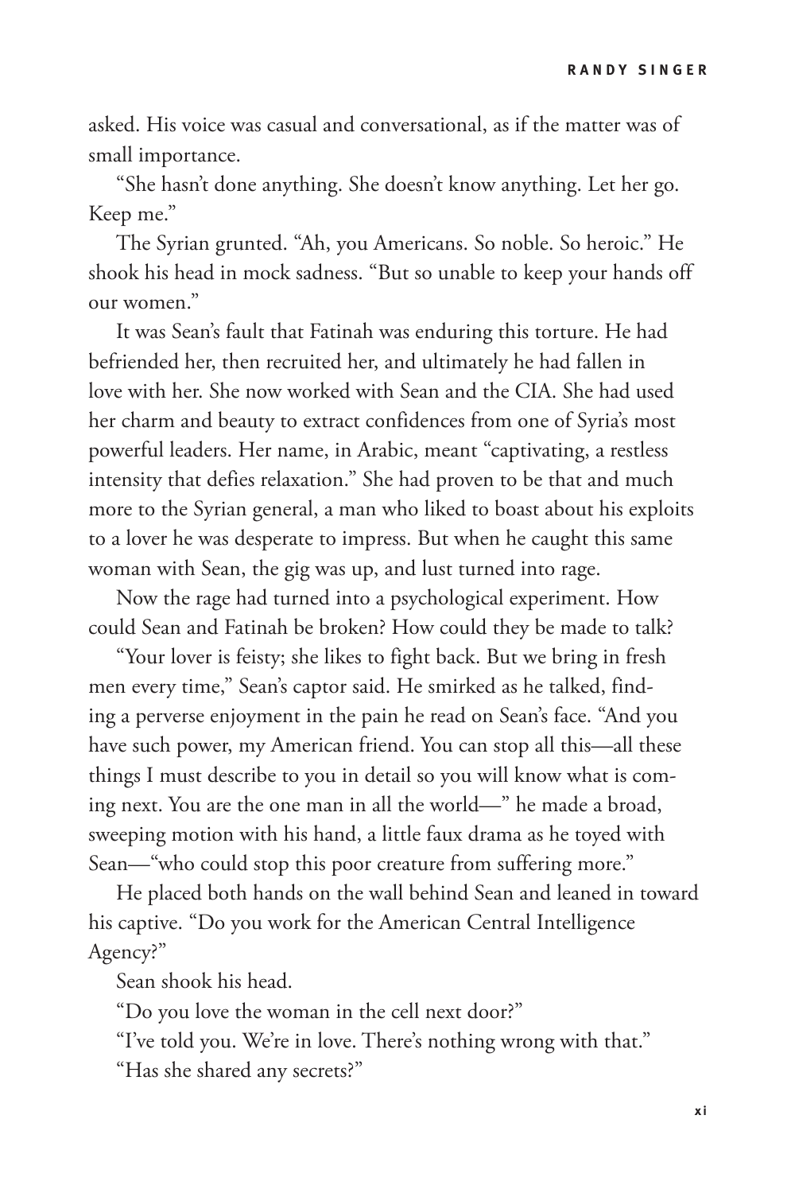asked. His voice was casual and conversational, as if the matter was of small importance.

"She hasn't done anything. She doesn't know anything. Let her go. Keep me."

The Syrian grunted. "Ah, you Americans. So noble. So heroic." He shook his head in mock sadness. "But so unable to keep your hands off our women."

It was Sean's fault that Fatinah was enduring this torture. He had befriended her, then recruited her, and ultimately he had fallen in love with her. She now worked with Sean and the CIA. She had used her charm and beauty to extract confidences from one of Syria's most powerful leaders. Her name, in Arabic, meant "captivating, a restless intensity that defies relaxation." She had proven to be that and much more to the Syrian general, a man who liked to boast about his exploits to a lover he was desperate to impress. But when he caught this same woman with Sean, the gig was up, and lust turned into rage.

Now the rage had turned into a psychological experiment. How could Sean and Fatinah be broken? How could they be made to talk?

"Your lover is feisty; she likes to fight back. But we bring in fresh men every time," Sean's captor said. He smirked as he talked, finding a perverse enjoyment in the pain he read on Sean's face. "And you have such power, my American friend. You can stop all this—all these things I must describe to you in detail so you will know what is coming next. You are the one man in all the world—" he made a broad, sweeping motion with his hand, a little faux drama as he toyed with Sean—"who could stop this poor creature from suffering more."

He placed both hands on the wall behind Sean and leaned in toward his captive. "Do you work for the American Central Intelligence Agency?"

Sean shook his head.

"Do you love the woman in the cell next door?"

"I've told you. We're in love. There's nothing wrong with that."

"Has she shared any secrets?"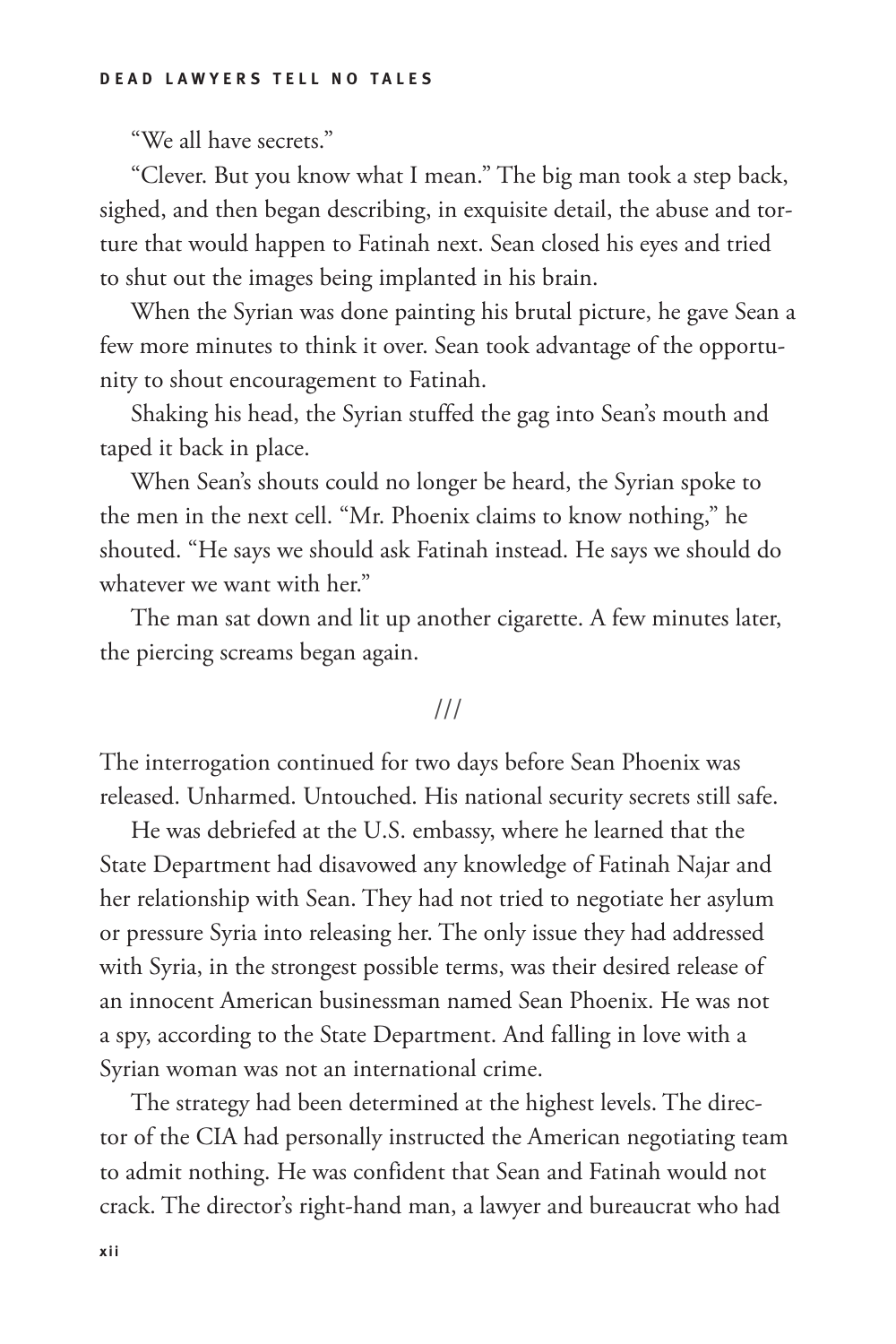"We all have secrets."

"Clever. But you know what I mean." The big man took a step back, sighed, and then began describing, in exquisite detail, the abuse and torture that would happen to Fatinah next. Sean closed his eyes and tried to shut out the images being implanted in his brain.

When the Syrian was done painting his brutal picture, he gave Sean a few more minutes to think it over. Sean took advantage of the opportunity to shout encouragement to Fatinah.

Shaking his head, the Syrian stuffed the gag into Sean's mouth and taped it back in place.

When Sean's shouts could no longer be heard, the Syrian spoke to the men in the next cell. "Mr. Phoenix claims to know nothing," he shouted. "He says we should ask Fatinah instead. He says we should do whatever we want with her."

The man sat down and lit up another cigarette. A few minutes later, the piercing screams began again.

///

The interrogation continued for two days before Sean Phoenix was released. Unharmed. Untouched. His national security secrets still safe.

He was debriefed at the U.S. embassy, where he learned that the State Department had disavowed any knowledge of Fatinah Najar and her relationship with Sean. They had not tried to negotiate her asylum or pressure Syria into releasing her. The only issue they had addressed with Syria, in the strongest possible terms, was their desired release of an innocent American businessman named Sean Phoenix. He was not a spy, according to the State Department. And falling in love with a Syrian woman was not an international crime.

The strategy had been determined at the highest levels. The director of the CIA had personally instructed the American negotiating team to admit nothing. He was confident that Sean and Fatinah would not crack. The director's right-hand man, a lawyer and bureaucrat who had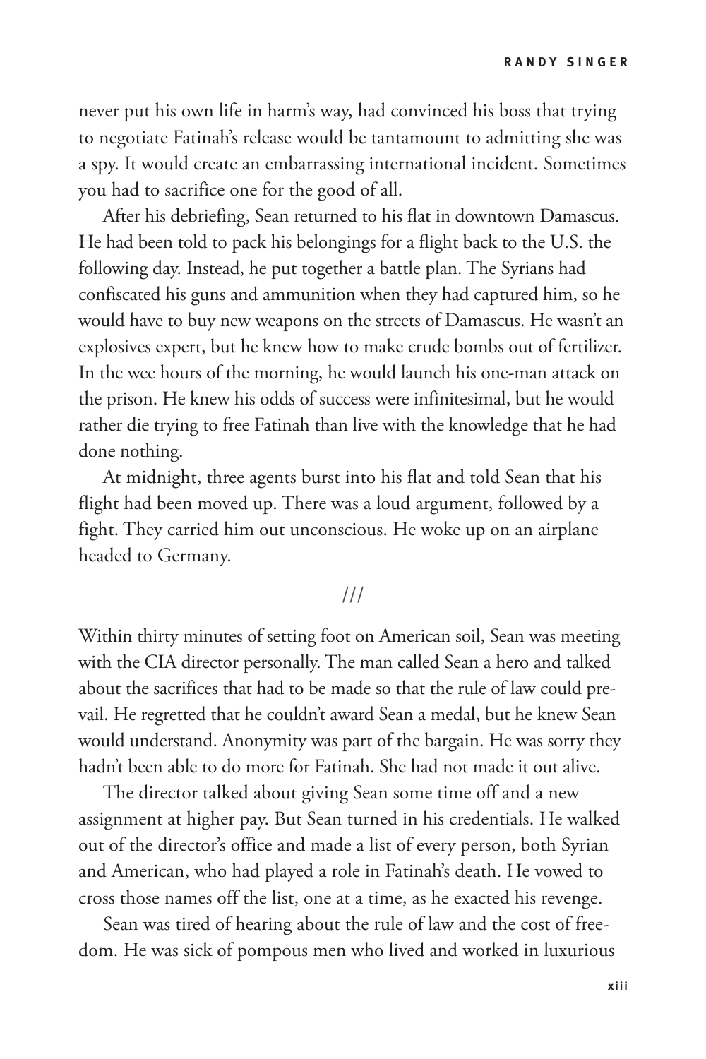never put his own life in harm's way, had convinced his boss that trying to negotiate Fatinah's release would be tantamount to admitting she was a spy. It would create an embarrassing international incident. Sometimes you had to sacrifice one for the good of all.

After his debriefing, Sean returned to his flat in downtown Damascus. He had been told to pack his belongings for a flight back to the U.S. the following day. Instead, he put together a battle plan. The Syrians had confiscated his guns and ammunition when they had captured him, so he would have to buy new weapons on the streets of Damascus. He wasn't an explosives expert, but he knew how to make crude bombs out of fertilizer. In the wee hours of the morning, he would launch his one-man attack on the prison. He knew his odds of success were infinitesimal, but he would rather die trying to free Fatinah than live with the knowledge that he had done nothing.

At midnight, three agents burst into his flat and told Sean that his flight had been moved up. There was a loud argument, followed by a fight. They carried him out unconscious. He woke up on an airplane headed to Germany.

///

Within thirty minutes of setting foot on American soil, Sean was meeting with the CIA director personally. The man called Sean a hero and talked about the sacrifices that had to be made so that the rule of law could prevail. He regretted that he couldn't award Sean a medal, but he knew Sean would understand. Anonymity was part of the bargain. He was sorry they hadn't been able to do more for Fatinah. She had not made it out alive.

The director talked about giving Sean some time off and a new assignment at higher pay. But Sean turned in his credentials. He walked out of the director's office and made a list of every person, both Syrian and American, who had played a role in Fatinah's death. He vowed to cross those names off the list, one at a time, as he exacted his revenge.

Sean was tired of hearing about the rule of law and the cost of freedom. He was sick of pompous men who lived and worked in luxurious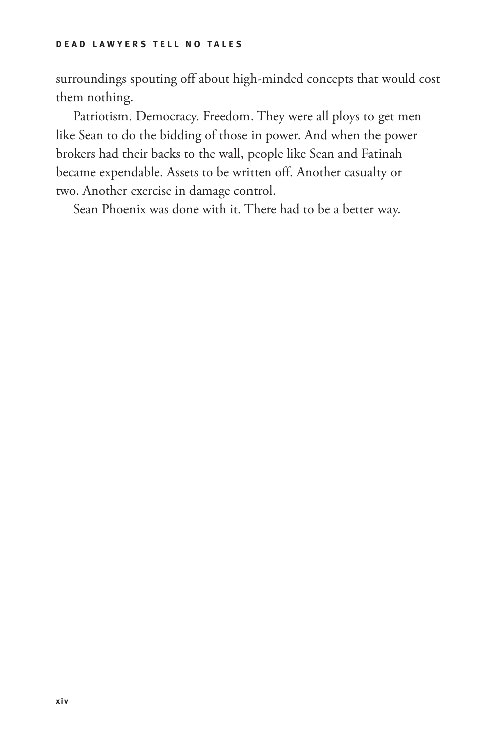surroundings spouting off about high-minded concepts that would cost them nothing.

Patriotism. Democracy. Freedom. They were all ploys to get men like Sean to do the bidding of those in power. And when the power brokers had their backs to the wall, people like Sean and Fatinah became expendable. Assets to be written off. Another casualty or two. Another exercise in damage control.

Sean Phoenix was done with it. There had to be a better way.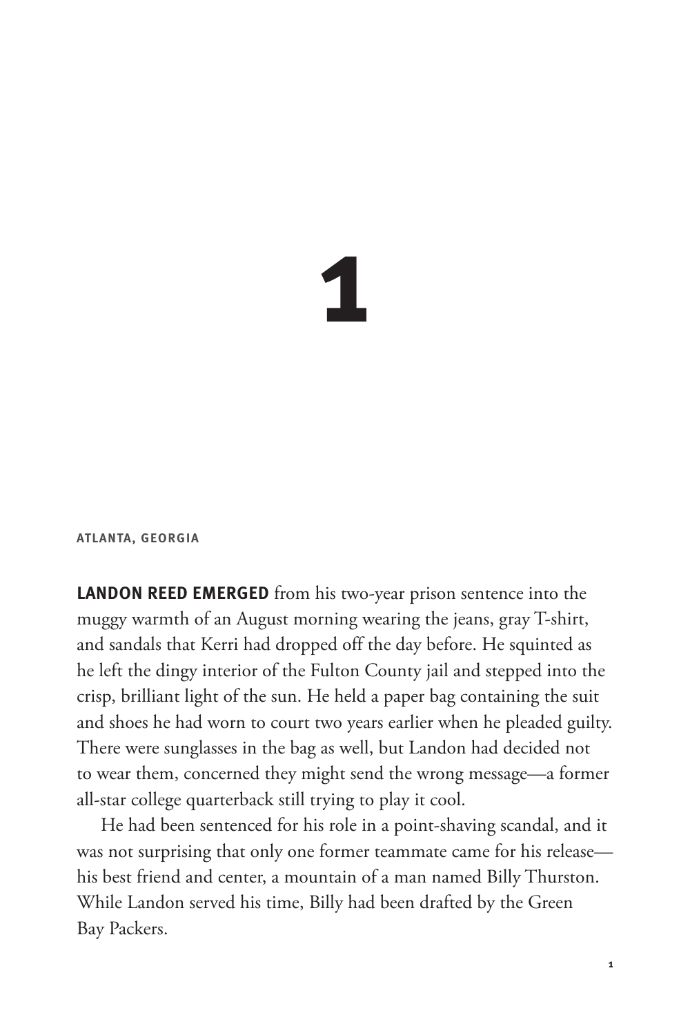# 1

**ATLANTA, GEORGIA**

**LANDON REED EMERGED** from his two-year prison sentence into the muggy warmth of an August morning wearing the jeans, gray T-shirt, and sandals that Kerri had dropped off the day before. He squinted as he left the dingy interior of the Fulton County jail and stepped into the crisp, brilliant light of the sun. He held a paper bag containing the suit and shoes he had worn to court two years earlier when he pleaded guilty. There were sunglasses in the bag as well, but Landon had decided not to wear them, concerned they might send the wrong message—a former all-star college quarterback still trying to play it cool.

He had been sentenced for his role in a point-shaving scandal, and it was not surprising that only one former teammate came for his release—his best friend and center, a mountain of a man named Billy Thurston. While Landon served his time, Billy had been drafted by the Green Bay Packers.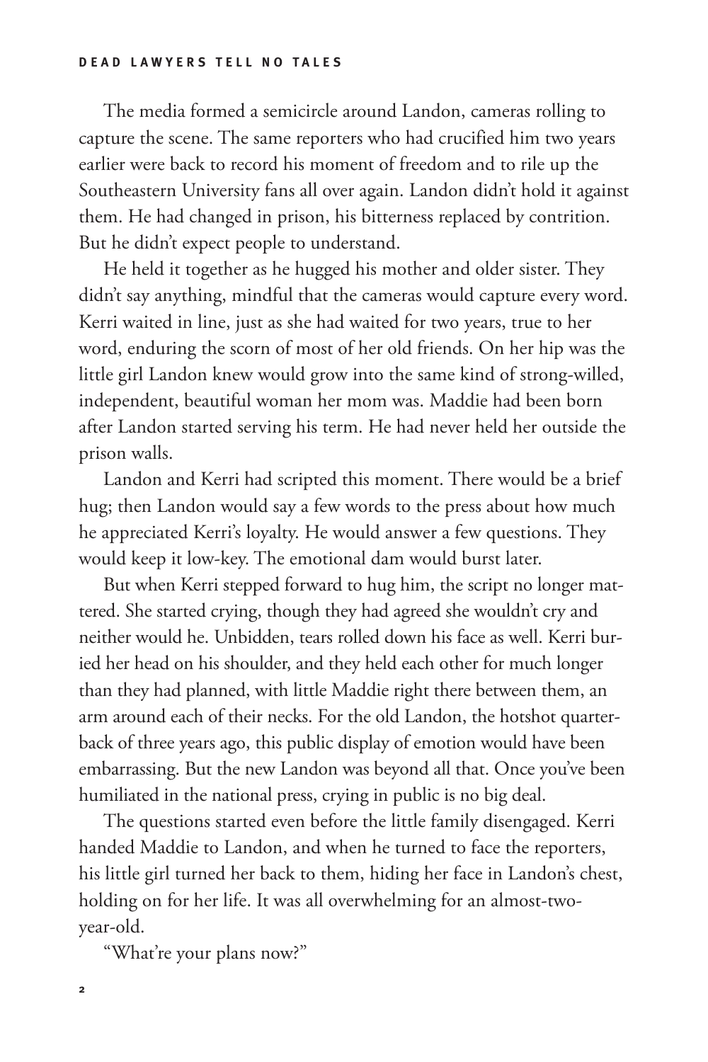The media formed a semicircle around Landon, cameras rolling to capture the scene. The same reporters who had crucified him two years earlier were back to record his moment of freedom and to rile up the Southeastern University fans all over again. Landon didn't hold it against them. He had changed in prison, his bitterness replaced by contrition. But he didn't expect people to understand.

He held it together as he hugged his mother and older sister. They didn't say anything, mindful that the cameras would capture every word. Kerri waited in line, just as she had waited for two years, true to her word, enduring the scorn of most of her old friends. On her hip was the little girl Landon knew would grow into the same kind of strong-willed, independent, beautiful woman her mom was. Maddie had been born after Landon started serving his term. He had never held her outside the prison walls.

Landon and Kerri had scripted this moment. There would be a brief hug; then Landon would say a few words to the press about how much he appreciated Kerri's loyalty. He would answer a few questions. They would keep it low-key. The emotional dam would burst later.

But when Kerri stepped forward to hug him, the script no longer mattered. She started crying, though they had agreed she wouldn't cry and neither would he. Unbidden, tears rolled down his face as well. Kerri buried her head on his shoulder, and they held each other for much longer than they had planned, with little Maddie right there between them, an arm around each of their necks. For the old Landon, the hotshot quarterback of three years ago, this public display of emotion would have been embarrassing. But the new Landon was beyond all that. Once you've been humiliated in the national press, crying in public is no big deal.

The questions started even before the little family disengaged. Kerri handed Maddie to Landon, and when he turned to face the reporters, his little girl turned her back to them, hiding her face in Landon's chest, holding on for her life. It was all overwhelming for an almost-two-year-old.

"What're your plans now?"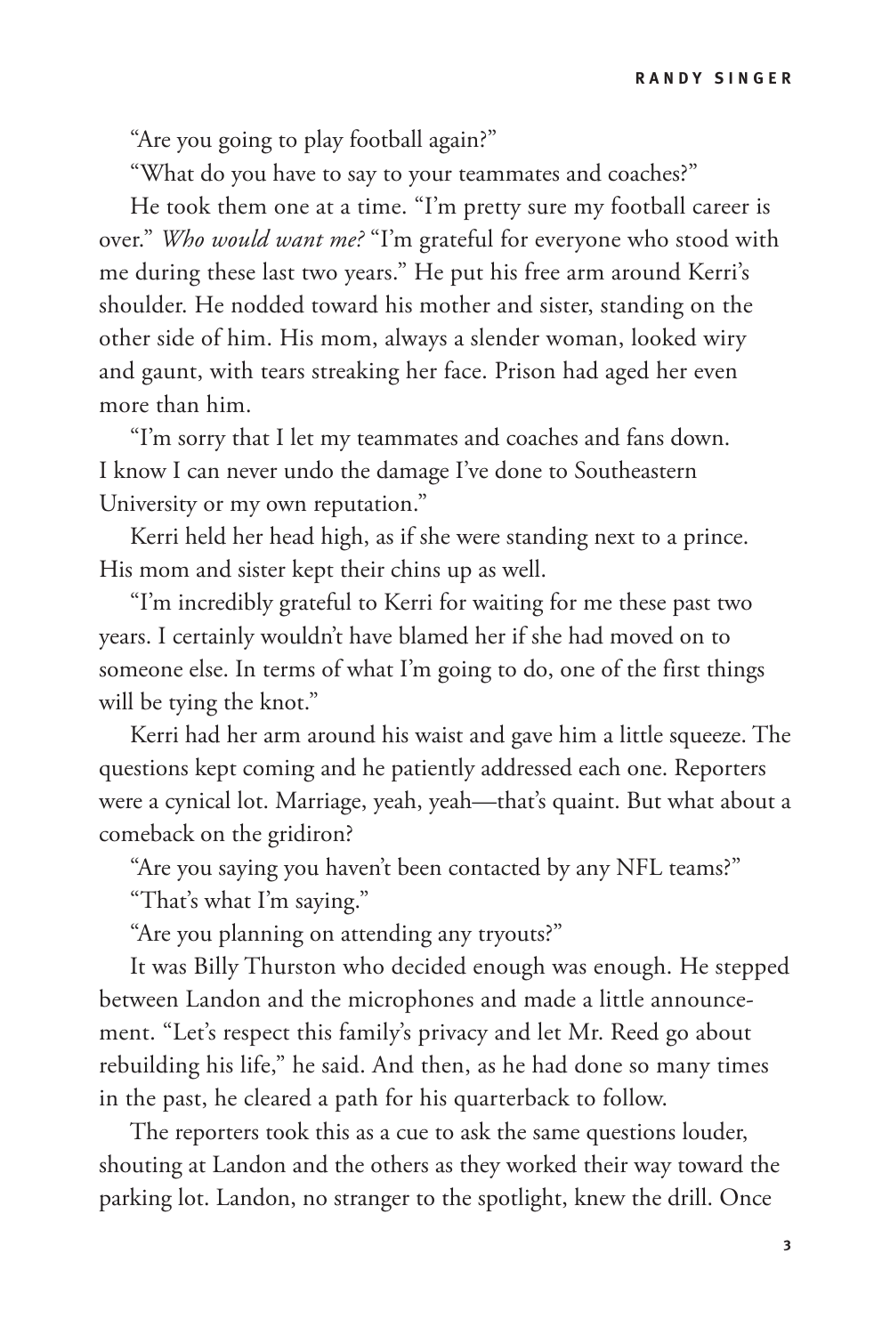"Are you going to play football again?"

"What do you have to say to your teammates and coaches?"

He took them one at a time. "I'm pretty sure my football career is over." *Who would want me?* "I'm grateful for everyone who stood with me during these last two years." He put his free arm around Kerri's shoulder. He nodded toward his mother and sister, standing on the other side of him. His mom, always a slender woman, looked wiry and gaunt, with tears streaking her face. Prison had aged her even more than him.

"I'm sorry that I let my teammates and coaches and fans down. I know I can never undo the damage I've done to Southeastern University or my own reputation."

Kerri held her head high, as if she were standing next to a prince. His mom and sister kept their chins up as well.

"I'm incredibly grateful to Kerri for waiting for me these past two years. I certainly wouldn't have blamed her if she had moved on to someone else. In terms of what I'm going to do, one of the first things will be tying the knot."

Kerri had her arm around his waist and gave him a little squeeze. The questions kept coming and he patiently addressed each one. Reporters were a cynical lot. Marriage, yeah, yeah—that's quaint. But what about a comeback on the gridiron?

"Are you saying you haven't been contacted by any NFL teams?"

"That's what I'm saying."

"Are you planning on attending any tryouts?"

It was Billy Thurston who decided enough was enough. He stepped between Landon and the microphones and made a little announcement. "Let's respect this family's privacy and let Mr. Reed go about rebuilding his life," he said. And then, as he had done so many times in the past, he cleared a path for his quarterback to follow.

The reporters took this as a cue to ask the same questions louder, shouting at Landon and the others as they worked their way toward the parking lot. Landon, no stranger to the spotlight, knew the drill. Once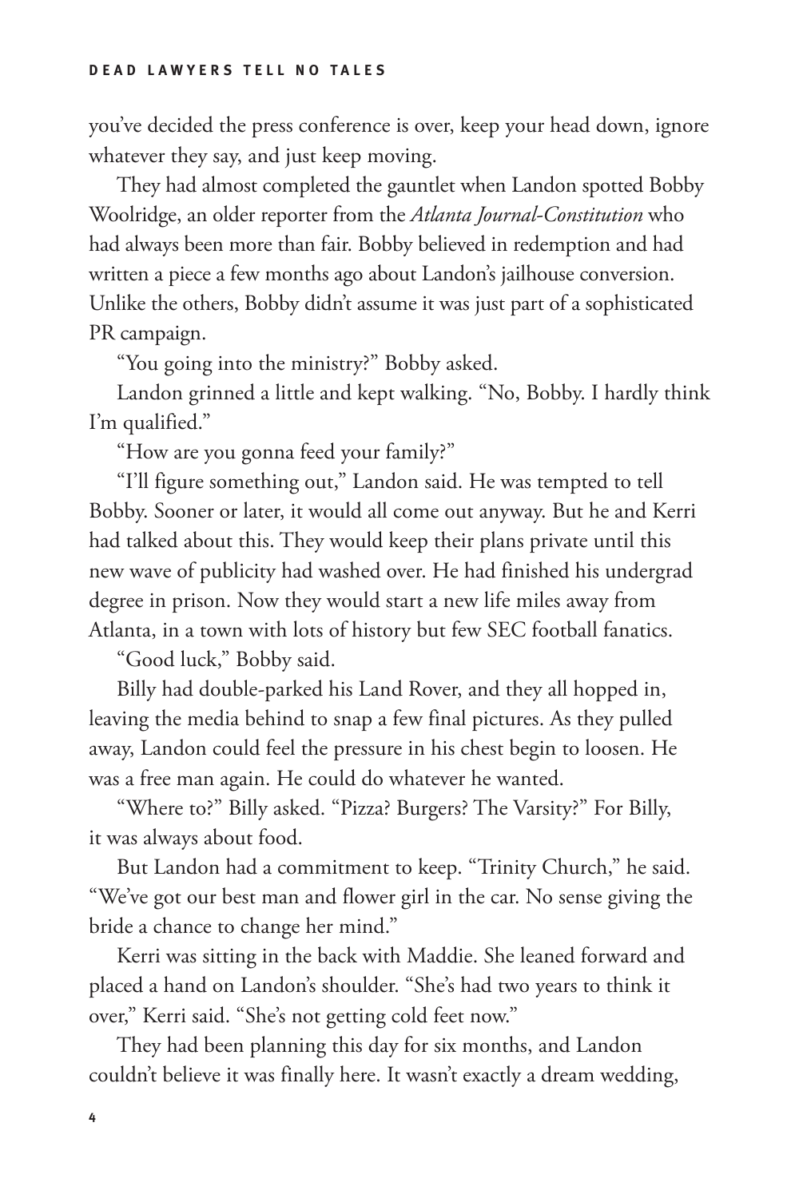you've decided the press conference is over, keep your head down, ignore whatever they say, and just keep moving.

They had almost completed the gauntlet when Landon spotted Bobby Woolridge, an older reporter from the *Atlanta Journal-Constitution* who had always been more than fair. Bobby believed in redemption and had written a piece a few months ago about Landon's jailhouse conversion. Unlike the others, Bobby didn't assume it was just part of a sophisticated PR campaign.

"You going into the ministry?" Bobby asked.

Landon grinned a little and kept walking. "No, Bobby. I hardly think I'm qualified."

"How are you gonna feed your family?"

"I'll figure something out," Landon said. He was tempted to tell Bobby. Sooner or later, it would all come out anyway. But he and Kerri had talked about this. They would keep their plans private until this new wave of publicity had washed over. He had finished his undergrad degree in prison. Now they would start a new life miles away from Atlanta, in a town with lots of history but few SEC football fanatics.

"Good luck," Bobby said.

Billy had double-parked his Land Rover, and they all hopped in, leaving the media behind to snap a few final pictures. As they pulled away, Landon could feel the pressure in his chest begin to loosen. He was a free man again. He could do whatever he wanted.

"Where to?" Billy asked. "Pizza? Burgers? The Varsity?" For Billy, it was always about food.

But Landon had a commitment to keep. "Trinity Church," he said. "We've got our best man and flower girl in the car. No sense giving the bride a chance to change her mind."

Kerri was sitting in the back with Maddie. She leaned forward and placed a hand on Landon's shoulder. "She's had two years to think it over," Kerri said. "She's not getting cold feet now."

They had been planning this day for six months, and Landon couldn't believe it was finally here. It wasn't exactly a dream wedding,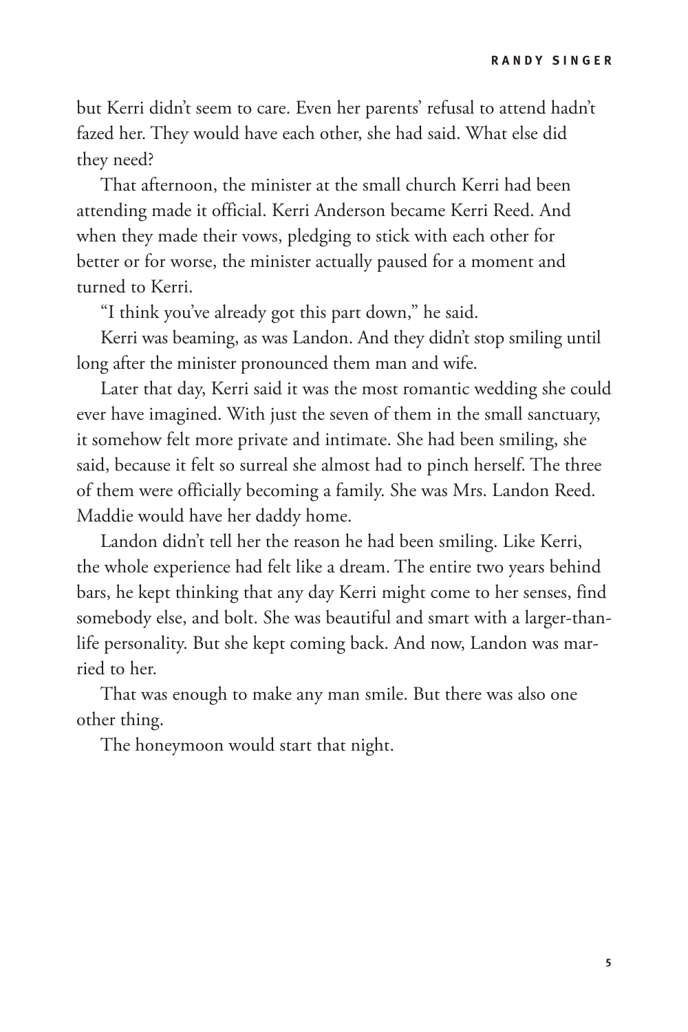but Kerri didn't seem to care. Even her parents' refusal to attend hadn't fazed her. They would have each other, she had said. What else did they need?

That afternoon, the minister at the small church Kerri had been attending made it official. Kerri Anderson became Kerri Reed. And when they made their vows, pledging to stick with each other for better or for worse, the minister actually paused for a moment and turned to Kerri.

"I think you've already got this part down," he said.

Kerri was beaming, as was Landon. And they didn't stop smiling until long after the minister pronounced them man and wife.

Later that day, Kerri said it was the most romantic wedding she could ever have imagined. With just the seven of them in the small sanctuary, it somehow felt more private and intimate. She had been smiling, she said, because it felt so surreal she almost had to pinch herself. The three of them were officially becoming a family. She was Mrs. Landon Reed. Maddie would have her daddy home.

Landon didn't tell her the reason he had been smiling. Like Kerri, the whole experience had felt like a dream. The entire two years behind bars, he kept thinking that any day Kerri might come to her senses, find somebody else, and bolt. She was beautiful and smart with a larger-than-life personality. But she kept coming back. And now, Landon was married to her.

That was enough to make any man smile. But there was also one other thing.

The honeymoon would start that night.